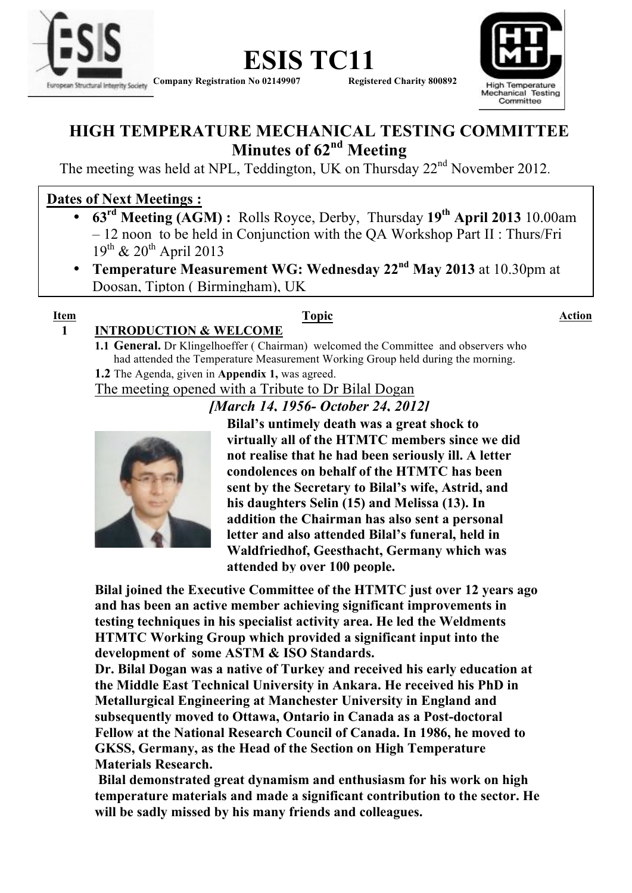# ESIS TC11

**Company Registration No 02149907** **Registered Charity 800892**

## HIGH TEMPERATURE MECHANICAL TESTING COMMITTEE
## Minutes of 62nd Meeting

The meeting was held at NPL, Teddington, UK on Thursday 22nd November 2012.

**Dates of Next Meetings :**

- **63rd Meeting (AGM) :** Rolls Royce, Derby, Thursday **19th April 2013** 10.00am – 12 noon to be held in Conjunction with the QA Workshop Part II : Thurs/Fri 19th & 20th April 2013
- **Temperature Measurement WG: Wednesday 22nd May 2013** at 10.30pm at Doosan, Tipton ( Birmingham), UK

| **Item** | **Topic** | **Action** |
|---|---|---|
| **1** | **INTRODUCTION & WELCOME** | |

**1.1 General.** Dr Klingelhoeffer ( Chairman) welcomed the Committee and observers who had attended the Temperature Measurement Working Group held during the morning.

**1.2** The Agenda, given in **Appendix 1,** was agreed.

The meeting opened with a Tribute to Dr Bilal Dogan

***[March 14, 1956- October 24, 2012]***

**Bilal's untimely death was a great shock to virtually all of the HTMTC members since we did not realise that he had been seriously ill. A letter condolences on behalf of the HTMTC has been sent by the Secretary to Bilal's wife, Astrid, and his daughters Selin (15) and Melissa (13). In addition the Chairman has also sent a personal letter and also attended Bilal's funeral, held in Waldfriedhof, Geesthacht, Germany which was attended by over 100 people.**

**Bilal joined the Executive Committee of the HTMTC just over 12 years ago and has been an active member achieving significant improvements in testing techniques in his specialist activity area. He led the Weldments HTMTC Working Group which provided a significant input into the development of some ASTM & ISO Standards.**

**Dr. Bilal Dogan was a native of Turkey and received his early education at the Middle East Technical University in Ankara. He received his PhD in Metallurgical Engineering at Manchester University in England and subsequently moved to Ottawa, Ontario in Canada as a Post-doctoral Fellow at the National Research Council of Canada. In 1986, he moved to GKSS, Germany, as the Head of the Section on High Temperature Materials Research.**

**Bilal demonstrated great dynamism and enthusiasm for his work on high temperature materials and made a significant contribution to the sector. He will be sadly missed by his many friends and colleagues.**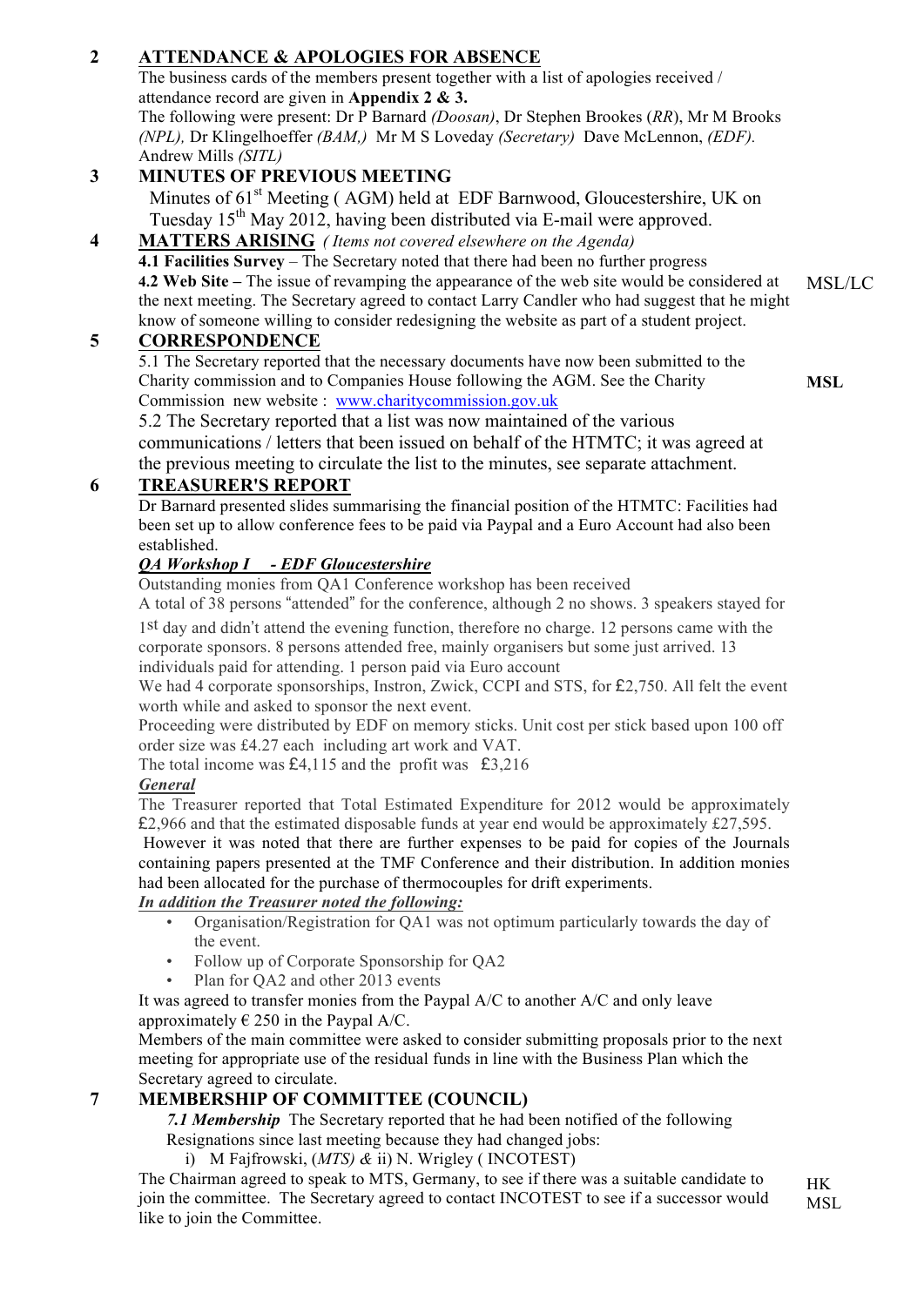## 2 ATTENDANCE & APOLOGIES FOR ABSENCE

The business cards of the members present together with a list of apologies received / attendance record are given in **Appendix 2 & 3.**

The following were present: Dr P Barnard *(Doosan)*, Dr Stephen Brookes (*RR*), Mr M Brooks *(NPL),* Dr Klingelhoeffer *(BAM,)* Mr M S Loveday *(Secretary)* Dave McLennon, *(EDF).* Andrew Mills *(SITL)*

## 3 MINUTES OF PREVIOUS MEETING

Minutes of 61st Meeting ( AGM) held at EDF Barnwood, Gloucestershire, UK on Tuesday 15th May 2012, having been distributed via E-mail were approved.

## 4 MATTERS ARISING *( Items not covered elsewhere on the Agenda)*

**4.1 Facilities Survey** – The Secretary noted that there had been no further progress

**4.2 Web Site –** The issue of revamping the appearance of the web site would be considered at the next meeting. The Secretary agreed to contact Larry Candler who had suggest that he might know of someone willing to consider redesigning the website as part of a student project. MSL/LC

## 5 CORRESPONDENCE

5.1 The Secretary reported that the necessary documents have now been submitted to the Charity commission and to Companies House following the AGM. See the Charity Commission new website : www.charitycommission.gov.uk **MSL**

5.2 The Secretary reported that a list was now maintained of the various communications / letters that been issued on behalf of the HTMTC; it was agreed at the previous meeting to circulate the list to the minutes, see separate attachment.

## 6 TREASURER'S REPORT

Dr Barnard presented slides summarising the financial position of the HTMTC: Facilities had been set up to allow conference fees to be paid via Paypal and a Euro Account had also been established.

***QA Workshop I - EDF Gloucestershire***

Outstanding monies from QA1 Conference workshop has been received

A total of 38 persons "attended" for the conference, although 2 no shows. 3 speakers stayed for 1st day and didn't attend the evening function, therefore no charge. 12 persons came with the corporate sponsors. 8 persons attended free, mainly organisers but some just arrived. 13 individuals paid for attending. 1 person paid via Euro account

We had 4 corporate sponsorships, Instron, Zwick, CCPI and STS, for £2,750. All felt the event worth while and asked to sponsor the next event.

Proceeding were distributed by EDF on memory sticks. Unit cost per stick based upon 100 off order size was £4.27 each including art work and VAT.

The total income was £4,115 and the profit was £3,216

***General***

The Treasurer reported that Total Estimated Expenditure for 2012 would be approximately £2,966 and that the estimated disposable funds at year end would be approximately £27,595.

However it was noted that there are further expenses to be paid for copies of the Journals containing papers presented at the TMF Conference and their distribution. In addition monies had been allocated for the purchase of thermocouples for drift experiments.

***In addition the Treasurer noted the following:***

- Organisation/Registration for QA1 was not optimum particularly towards the day of the event.
- Follow up of Corporate Sponsorship for QA2
- Plan for QA2 and other 2013 events

It was agreed to transfer monies from the Paypal A/C to another A/C and only leave approximately € 250 in the Paypal A/C.

Members of the main committee were asked to consider submitting proposals prior to the next meeting for appropriate use of the residual funds in line with the Business Plan which the Secretary agreed to circulate.

## 7 MEMBERSHIP OF COMMITTEE (COUNCIL)

***7.1 Membership*** The Secretary reported that he had been notified of the following Resignations since last meeting because they had changed jobs:

i) M Fajfrowski, (*MTS) &* ii) N. Wrigley ( INCOTEST)

The Chairman agreed to speak to MTS, Germany, to see if there was a suitable candidate to join the committee. The Secretary agreed to contact INCOTEST to see if a successor would like to join the Committee. HK MSL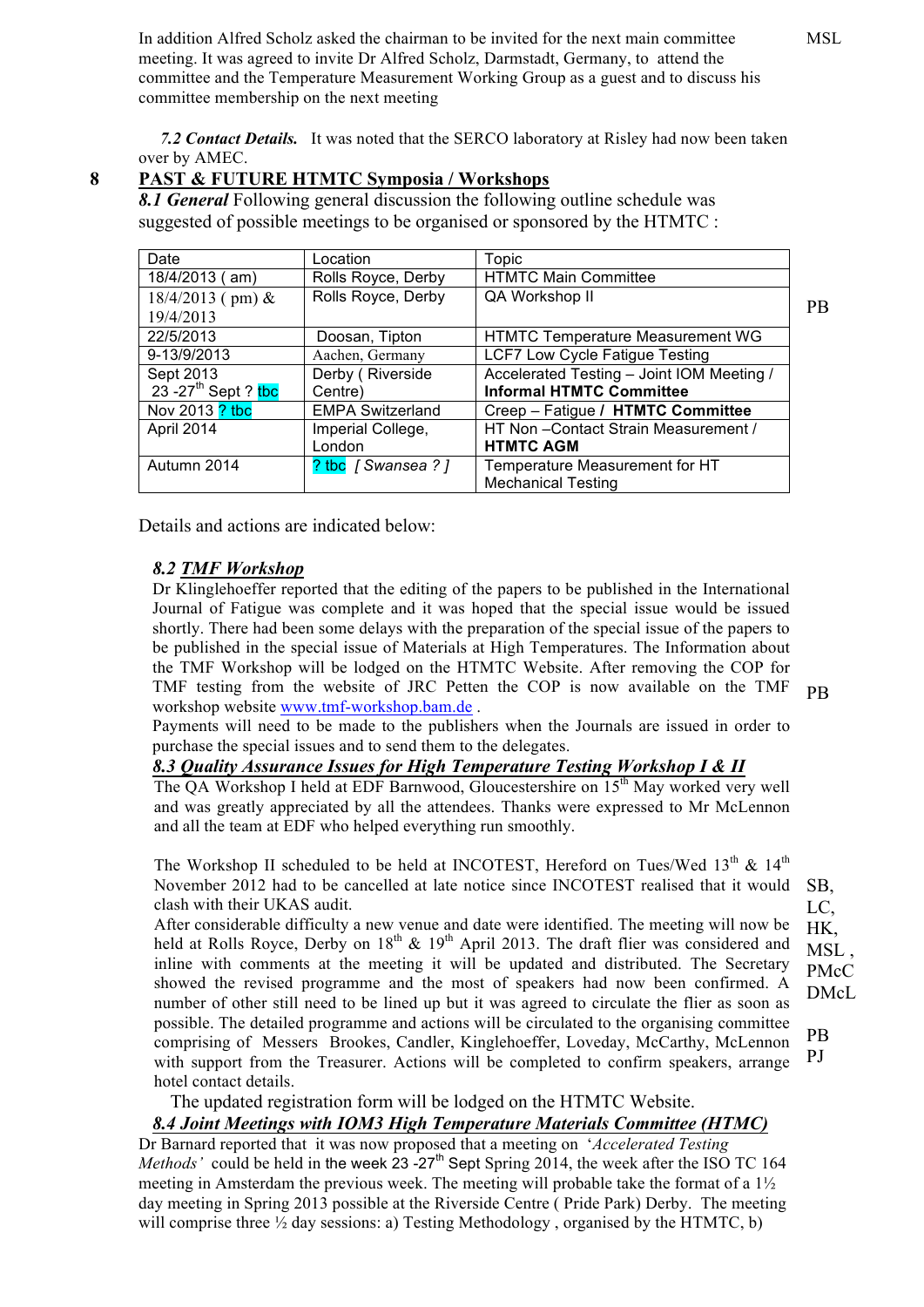In addition Alfred Scholz asked the chairman to be invited for the next main committee meeting. It was agreed to invite Dr Alfred Scholz, Darmstadt, Germany, to attend the committee and the Temperature Measurement Working Group as a guest and to discuss his committee membership on the next meeting MSL

*7.2 Contact Details.* It was noted that the SERCO laboratory at Risley had now been taken over by AMEC.

## 8 PAST & FUTURE HTMTC Symposia / Workshops

***8.1 General*** Following general discussion the following outline schedule was suggested of possible meetings to be organised or sponsored by the HTMTC :

| Date | Location | Topic |
|---|---|---|
| 18/4/2013 ( am) | Rolls Royce, Derby | HTMTC Main Committee |
| 18/4/2013 ( pm) & 19/4/2013 | Rolls Royce, Derby | QA Workshop II |
| 22/5/2013 | Doosan, Tipton | HTMTC Temperature Measurement WG |
| 9-13/9/2013 | Aachen, Germany | LCF7 Low Cycle Fatigue Testing |
| Sept 2013 23 -27th Sept ? tbc | Derby ( Riverside Centre) | Accelerated Testing – Joint IOM Meeting / **Informal HTMTC Committee** |
| Nov 2013 ? tbc | EMPA Switzerland | Creep – Fatigue / **HTMTC Committee** |
| April 2014 | Imperial College, London | HT Non –Contact Strain Measurement / **HTMTC AGM** |
| Autumn 2014 | ? tbc *[ Swansea ? ]* | Temperature Measurement for HT Mechanical Testing |

PB

Details and actions are indicated below:

***8.2 TMF Workshop***

Dr Klinglehoeffer reported that the editing of the papers to be published in the International Journal of Fatigue was complete and it was hoped that the special issue would be issued shortly. There had been some delays with the preparation of the special issue of the papers to be published in the special issue of Materials at High Temperatures. The Information about the TMF Workshop will be lodged on the HTMTC Website. After removing the COP for TMF testing from the website of JRC Petten the COP is now available on the TMF workshop website www.tmf-workshop.bam.de . PB

Payments will need to be made to the publishers when the Journals are issued in order to purchase the special issues and to send them to the delegates.

***8.3 Quality Assurance Issues for High Temperature Testing Workshop I & II***

The QA Workshop I held at EDF Barnwood, Gloucestershire on 15th May worked very well and was greatly appreciated by all the attendees. Thanks were expressed to Mr McLennon and all the team at EDF who helped everything run smoothly.

The Workshop II scheduled to be held at INCOTEST, Hereford on Tues/Wed 13th & 14th November 2012 had to be cancelled at late notice since INCOTEST realised that it would clash with their UKAS audit.

After considerable difficulty a new venue and date were identified. The meeting will now be held at Rolls Royce, Derby on 18th & 19th April 2013. The draft flier was considered and inline with comments at the meeting it will be updated and distributed. The Secretary showed the revised programme and the most of speakers had now been confirmed. A number of other still need to be lined up but it was agreed to circulate the flier as soon as possible. The detailed programme and actions will be circulated to the organising committee comprising of Messers Brookes, Candler, Kinglehoeffer, Loveday, McCarthy, McLennon with support from the Treasurer. Actions will be completed to confirm speakers, arrange hotel contact details. SB, LC, HK, MSL , PMcC DMcL PB PJ

The updated registration form will be lodged on the HTMTC Website.

***8.4 Joint Meetings with IOM3 High Temperature Materials Committee (HTMC)***

Dr Barnard reported that it was now proposed that a meeting on '*Accelerated Testing Methods*' could be held in the week 23 -27th Sept Spring 2014, the week after the ISO TC 164 meeting in Amsterdam the previous week. The meeting will probable take the format of a 1½ day meeting in Spring 2013 possible at the Riverside Centre ( Pride Park) Derby. The meeting will comprise three ½ day sessions: a) Testing Methodology , organised by the HTMTC, b)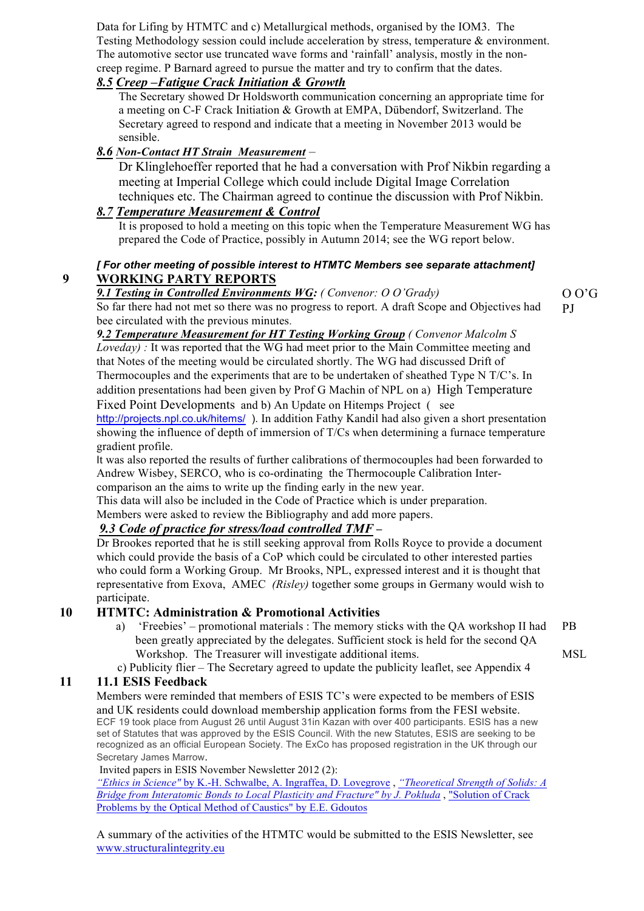Data for Lifing by HTMTC and c) Metallurgical methods, organised by the IOM3. The Testing Methodology session could include acceleration by stress, temperature & environment. The automotive sector use truncated wave forms and 'rainfall' analysis, mostly in the non-creep regime. P Barnard agreed to pursue the matter and try to confirm that the dates.

***8.5 Creep –Fatigue Crack Initiation & Growth***

The Secretary showed Dr Holdsworth communication concerning an appropriate time for a meeting on C-F Crack Initiation & Growth at EMPA, Dübendorf, Switzerland. The Secretary agreed to respond and indicate that a meeting in November 2013 would be sensible.

***8.6 Non-Contact HT Strain Measurement*** –

Dr Klinglehoeffer reported that he had a conversation with Prof Nikbin regarding a meeting at Imperial College which could include Digital Image Correlation techniques etc. The Chairman agreed to continue the discussion with Prof Nikbin.

***8.7 Temperature Measurement & Control***

It is proposed to hold a meeting on this topic when the Temperature Measurement WG has prepared the Code of Practice, possibly in Autumn 2014; see the WG report below.

***[ For other meeting of possible interest to HTMTC Members see separate attachment]***

## 9 WORKING PARTY REPORTS

***9.1 Testing in Controlled Environments WG:*** *( Convenor: O O'Grady)* — O O'G, PJ

So far there had not met so there was no progress to report. A draft Scope and Objectives had bee circulated with the previous minutes.

***9.2 Temperature Measurement for HT Testing Working Group*** *( Convenor Malcolm S Loveday) :* It was reported that the WG had meet prior to the Main Committee meeting and that Notes of the meeting would be circulated shortly. The WG had discussed Drift of Thermocouples and the experiments that are to be undertaken of sheathed Type N T/C's. In addition presentations had been given by Prof G Machin of NPL on a) High Temperature Fixed Point Developments and b) An Update on Hitemps Project ( see http://projects.npl.co.uk/hitems/ ). In addition Fathy Kandil had also given a short presentation showing the influence of depth of immersion of T/Cs when determining a furnace temperature gradient profile.

It was also reported the results of further calibrations of thermocouples had been forwarded to Andrew Wisbey, SERCO, who is co-ordinating the Thermocouple Calibration Inter-comparison an the aims to write up the finding early in the new year.

This data will also be included in the Code of Practice which is under preparation.

Members were asked to review the Bibliography and add more papers.

***9.3 Code of practice for stress/load controlled TMF*** –

Dr Brookes reported that he is still seeking approval from Rolls Royce to provide a document which could provide the basis of a CoP which could be circulated to other interested parties who could form a Working Group. Mr Brooks, NPL, expressed interest and it is thought that representative from Exova, AMEC *(Risley)* together some groups in Germany would wish to participate.

## 10 HTMTC: Administration & Promotional Activities

a) 'Freebies' – promotional materials : The memory sticks with the QA workshop II had been greatly appreciated by the delegates. Sufficient stock is held for the second QA Workshop. The Treasurer will investigate additional items. — PB

c) Publicity flier – The Secretary agreed to update the publicity leaflet, see Appendix 4 — MSL

## 11 11.1 ESIS Feedback

Members were reminded that members of ESIS TC's were expected to be members of ESIS and UK residents could download membership application forms from the FESI website.

ECF 19 took place from August 26 until August 31in Kazan with over 400 participants. ESIS has a new set of Statutes that was approved by the ESIS Council. With the new Statutes, ESIS are seeking to be recognized as an official European Society. The ExCo has proposed registration in the UK through our Secretary James Marrow.

Invited papers in ESIS November Newsletter 2012 (2):

*"Ethics in Science"* by K.-H. Schwalbe, A. Ingraffea, D. Lovegrove , *"Theoretical Strength of Solids: A Bridge from Interatomic Bonds to Local Plasticity and Fracture" by J. Pokluda* , "Solution of Crack Problems by the Optical Method of Caustics" by E.E. Gdoutos

A summary of the activities of the HTMTC would be submitted to the ESIS Newsletter, see www.structuralintegrity.eu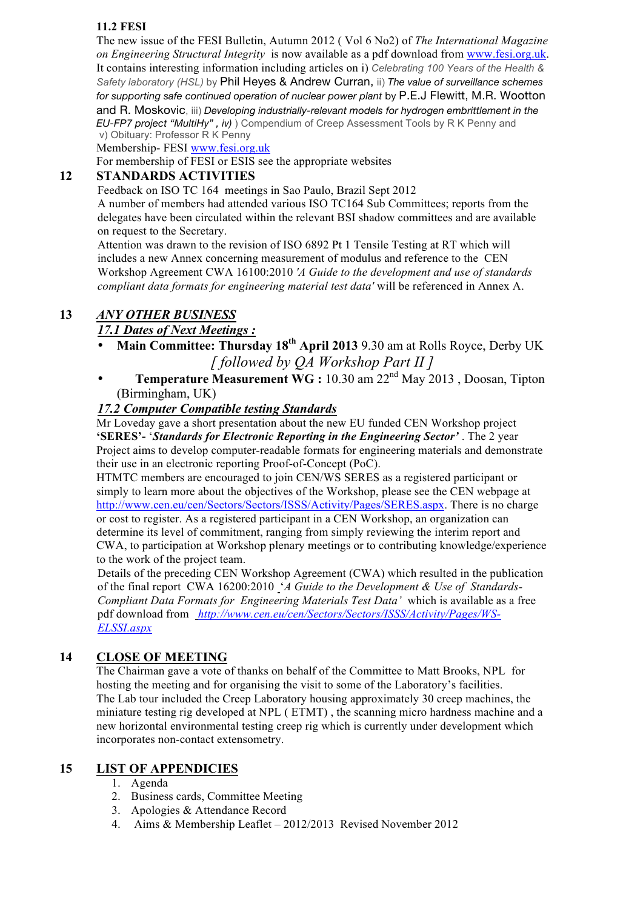**11.2 FESI**

The new issue of the FESI Bulletin, Autumn 2012 ( Vol 6 No2) of *The International Magazine on Engineering Structural Integrity* is now available as a pdf download from [www.fesi.org.uk](http://www.fesi.org.uk). It contains interesting information including articles on i) *Celebrating 100 Years of the Health & Safety laboratory (HSL)* by Phil Heyes & Andrew Curran, ii) *The value of surveillance schemes for supporting safe continued operation of nuclear power plant* by P.E.J Flewitt, M.R. Wootton and R. Moskovic, iii) *Developing industrially-relevant models for hydrogen embrittlement in the EU-FP7 project "MultiHy" , iv)* ) Compendium of Creep Assessment Tools by R K Penny and v) Obituary: Professor R K Penny

Membership- FESI [www.fesi.org.uk](http://www.fesi.org.uk)

For membership of FESI or ESIS see the appropriate websites

## 12 STANDARDS ACTIVITIES

Feedback on ISO TC 164 meetings in Sao Paulo, Brazil Sept 2012

A number of members had attended various ISO TC164 Sub Committees; reports from the delegates have been circulated within the relevant BSI shadow committees and are available on request to the Secretary.

Attention was drawn to the revision of ISO 6892 Pt 1 Tensile Testing at RT which will includes a new Annex concerning measurement of modulus and reference to the CEN Workshop Agreement CWA 16100:2010 *'A Guide to the development and use of standards compliant data formats for engineering material test data'* will be referenced in Annex A.

## 13 *ANY OTHER BUSINESS*

***17.1 Dates of Next Meetings :***

- **Main Committee: Thursday 18th April 2013** 9.30 am at Rolls Royce, Derby UK *[ followed by QA Workshop Part II ]*
- **Temperature Measurement WG :** 10.30 am 22nd May 2013 , Doosan, Tipton (Birmingham, UK)

***17.2 Computer Compatible testing Standards***

Mr Loveday gave a short presentation about the new EU funded CEN Workshop project **'SERES'-** '***Standards for Electronic Reporting in the Engineering Sector'*** . The 2 year Project aims to develop computer-readable formats for engineering materials and demonstrate their use in an electronic reporting Proof-of-Concept (PoC).

HTMTC members are encouraged to join CEN/WS SERES as a registered participant or simply to learn more about the objectives of the Workshop, please see the CEN webpage at [http://www.cen.eu/cen/Sectors/Sectors/ISSS/Activity/Pages/SERES.aspx](http://www.cen.eu/cen/Sectors/Sectors/ISSS/Activity/Pages/SERES.aspx). There is no charge or cost to register. As a registered participant in a CEN Workshop, an organization can determine its level of commitment, ranging from simply reviewing the interim report and CWA, to participation at Workshop plenary meetings or to contributing knowledge/experience to the work of the project team.

Details of the preceding CEN Workshop Agreement (CWA) which resulted in the publication of the final report CWA 16200:2010 '*A Guide to the Development & Use of Standards-Compliant Data Formats for Engineering Materials Test Data'* which is available as a free pdf download from [*http://www.cen.eu/cen/Sectors/Sectors/ISSS/Activity/Pages/WS-ELSSI.aspx*](http://www.cen.eu/cen/Sectors/Sectors/ISSS/Activity/Pages/WS-ELSSI.aspx)

## 14 CLOSE OF MEETING

The Chairman gave a vote of thanks on behalf of the Committee to Matt Brooks, NPL for hosting the meeting and for organising the visit to some of the Laboratory's facilities. The Lab tour included the Creep Laboratory housing approximately 30 creep machines, the miniature testing rig developed at NPL ( ETMT) , the scanning micro hardness machine and a new horizontal environmental testing creep rig which is currently under development which incorporates non-contact extensometry.

## 15 LIST OF APPENDICIES

1. Agenda
2. Business cards, Committee Meeting
3. Apologies & Attendance Record
4. Aims & Membership Leaflet – 2012/2013 Revised November 2012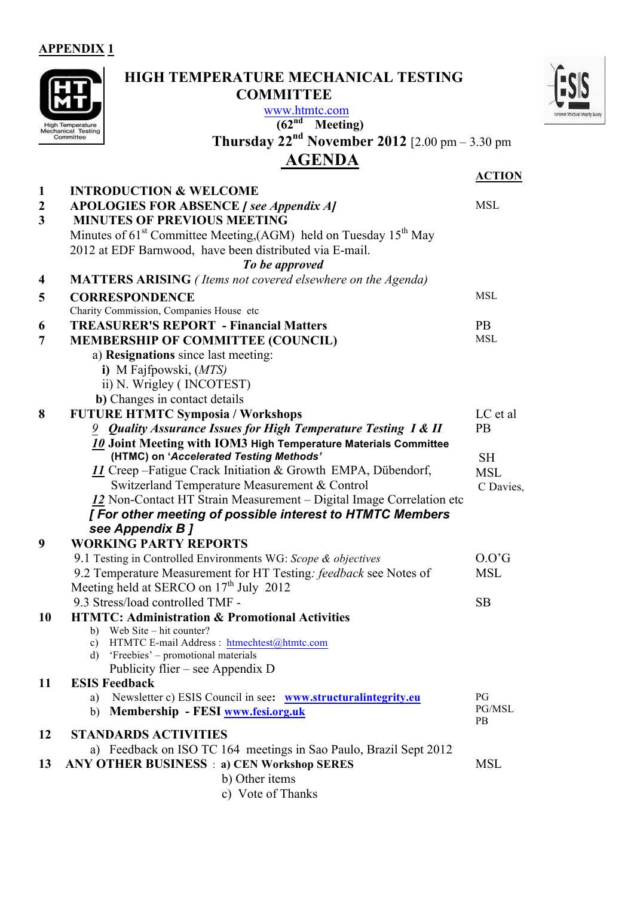**APPENDIX 1**

# HIGH TEMPERATURE MECHANICAL TESTING COMMITTEE

www.htmtc.com

(62nd Meeting)

**Thursday 22nd November 2012** [2.00 pm – 3.30 pm

## AGENDA

| | | ACTION |
|---|---|---|
| 1 | **INTRODUCTION & WELCOME** | |
| 2 | **APOLOGIES FOR ABSENCE** ***[ see Appendix A]*** | MSL |
| 3 | **MINUTES OF PREVIOUS MEETING**<br>Minutes of 61st Committee Meeting,(AGM) held on Tuesday 15th May 2012 at EDF Barnwood, have been distributed via E-mail.<br>***To be approved*** | |
| 4 | **MATTERS ARISING** *( Items not covered elsewhere on the Agenda)* | |
| 5 | **CORRESPONDENCE**<br>Charity Commission, Companies House etc | MSL |
| 6 | **TREASURER'S REPORT - Financial Matters** | PB |
| 7 | **MEMBERSHIP OF COMMITTEE (COUNCIL)**<br>a) **Resignations** since last meeting:<br>**i)** M Fajfpowski, (*MTS)*<br>ii) N. Wrigley ( INCOTEST)<br>**b)** Changes in contact details | MSL |
| 8 | **FUTURE HTMTC Symposia / Workshops**<br>*9* ***Quality Assurance Issues for High Temperature Testing I & II***<br>***10*** **Joint Meeting with IOM3 High Temperature Materials Committee (HTMC) on '*Accelerated Testing Methods'***<br>***11*** Creep –Fatigue Crack Initiation & Growth EMPA, Dübendorf, Switzerland Temperature Measurement & Control<br>***12*** Non-Contact HT Strain Measurement – Digital Image Correlation etc<br>***[ For other meeting of possible interest to HTMTC Members see Appendix B ]*** | LC et al<br>PB<br><br>SH<br>MSL<br>C Davies, |
| 9 | **WORKING PARTY REPORTS**<br>9.1 Testing in Controlled Environments WG: *Scope & objectives*<br>9.2 Temperature Measurement for HT Testing*: feedback* see Notes of Meeting held at SERCO on 17th July 2012<br>9.3 Stress/load controlled TMF - | O.O'G<br>MSL<br><br>SB |
| 10 | **HTMTC: Administration & Promotional Activities**<br>b) Web Site – hit counter?<br>c) HTMTC E-mail Address : htmechtest@htmtc.com<br>d) 'Freebies' – promotional materials<br>Publicity flier – see Appendix D | |
| 11 | **ESIS Feedback**<br>a) Newsletter c) ESIS Council in see**: www.structuralintegrity.eu**<br>b) **Membership - FESI www.fesi.org.uk** | PG<br>PG/MSL<br>PB |
| 12 | **STANDARDS ACTIVITIES**<br>a) Feedback on ISO TC 164 meetings in Sao Paulo, Brazil Sept 2012 | |
| 13 | **ANY OTHER BUSINESS** : **a) CEN Workshop SERES**<br>b) Other items<br>c) Vote of Thanks | MSL |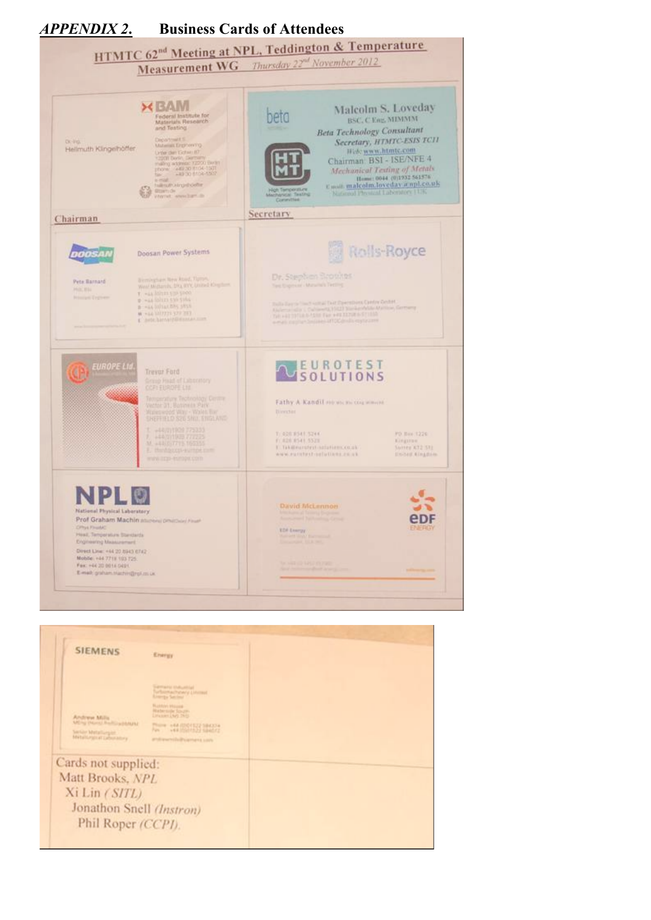## *APPENDIX 2.* Business Cards of Attendees

HTMTC 62nd Meeting at NPL, Teddington & Temperature Measurement WG *Thursday 22nd November 2012*

BAM
Federal Institute for Materials Research and Testing

Dr.-Ing.
Hellmuth Klingelhöffer

Chairman

Malcolm S. Loveday
BSC, C Eng, MIMMM
*Beta Technology Consultant*
*Secretary, HTMTC-ESIS TC11*
*Web: www.htmtc.com*
Chairman: BSI - ISE/NFE 4
*Mechanical Testing of Metals*
Home: 0044 (0)1932 561576
E mail: malcolm.loveday@npl.co.uk
National Physical Laboratory UK

High Temperature Mechanical Testing Committee

Secretary

DOOSAN
Doosan Power Systems
Pete Barnard

Rolls-Royce
Dr. Stephen Brookes

EUROPE Ltd.
Trevor Ford
Group Head of Laboratory
CCPI EUROPE Ltd

EUROTEST SOLUTIONS
Fathy A Kandil
Director

NPL
National Physical Laboratory
Prof Graham Machin
Head, Temperature Standards
Engineering Measurement

David McLennon
EDF Energy

SIEMENS Energy
Andrew Mills
Senior Metallurgist
Metallurgical Laboratory

Cards not supplied:
Matt Brooks, *NPL*
Xi Lin *(SITL)*
Jonathon Snell *(Instron)*
Phil Roper *(CCPI)*.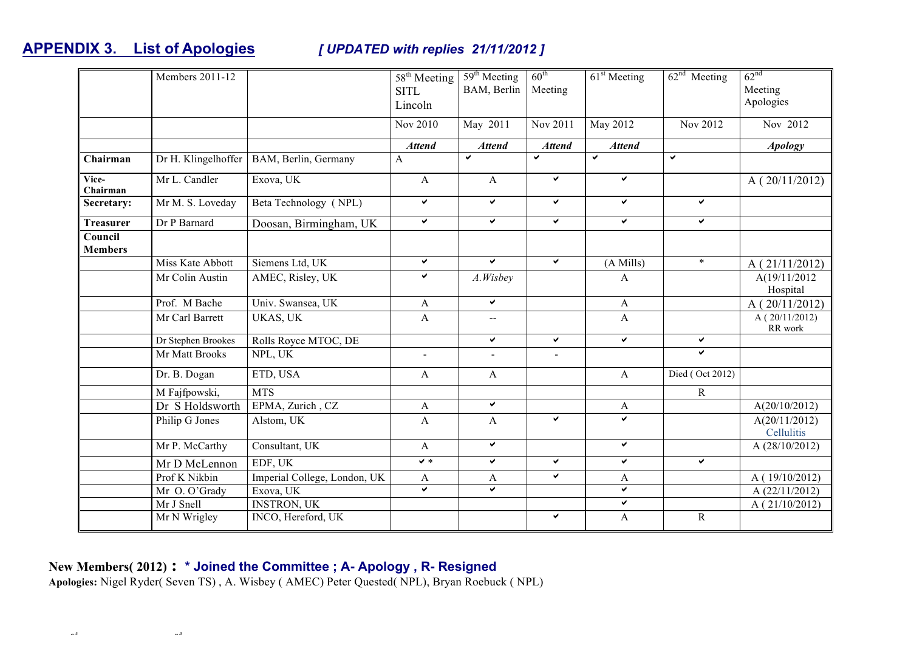## APPENDIX 3. List of Apologies

***[ UPDATED with replies 21/11/2012 ]***

| | Members 2011-12 | | 58th Meeting SITL Lincoln | 59th Meeting BAM, Berlin | 60th Meeting | 61st Meeting | 62nd Meeting | 62nd Meeting Apologies |
|---|---|---|---|---|---|---|---|---|
| | | | Nov 2010 | May 2011 | Nov 2011 | May 2012 | Nov 2012 | Nov 2012 |
| | | | ***Attend*** | ***Attend*** | ***Attend*** | ***Attend*** | | ***Apology*** |
| **Chairman** | Dr H. Klingelhoffer | BAM, Berlin, Germany | A | ✔ | ✔ | ✔ | ✔ | |
| **Vice-Chairman** | Mr L. Candler | Exova, UK | A | A | ✔ | ✔ | | A ( 20/11/2012) |
| **Secretary:** | Mr M. S. Loveday | Beta Technology ( NPL) | ✔ | ✔ | ✔ | ✔ | ✔ | |
| **Treasurer** | Dr P Barnard | Doosan, Birmingham, UK | ✔ | ✔ | ✔ | ✔ | ✔ | |
| **Council Members** | | | | | | | | |
| | Miss Kate Abbott | Siemens Ltd, UK | ✔ | ✔ | ✔ | (A Mills) | * | A ( 21/11/2012) |
| | Mr Colin Austin | AMEC, Risley, UK | ✔ | *A.Wisbey* | | A | | A(19/11/2012 Hospital |
| | Prof. M Bache | Univ. Swansea, UK | A | ✔ | | A | | A ( 20/11/2012) |
| | Mr Carl Barrett | UKAS, UK | A | -- | | A | | A ( 20/11/2012) RR work |
| | Dr Stephen Brookes | Rolls Royce MTOC, DE | | ✔ | ✔ | ✔ | ✔ | |
| | Mr Matt Brooks | NPL, UK | - | - | - | | ✔ | |
| | Dr. B. Dogan | ETD, USA | A | A | | A | Died ( Oct 2012) | |
| | M Fajfpowski, | MTS | | | | | R | |
| | Dr S Holdsworth | EPMA, Zurich , CZ | A | ✔ | | A | | A(20/10/2012) |
| | Philip G Jones | Alstom, UK | A | A | ✔ | ✔ | | A(20/11/2012) Cellulitis |
| | Mr P. McCarthy | Consultant, UK | A | ✔ | | ✔ | | A (28/10/2012) |
| | Mr D McLennon | EDF, UK | ✔ * | ✔ | ✔ | ✔ | ✔ | |
| | Prof K Nikbin | Imperial College, London, UK | A | A | ✔ | A | | A ( 19/10/2012) |
| | Mr O. O'Grady | Exova, UK | ✔ | ✔ | | ✔ | | A (22/11/2012) |
| | Mr J Snell | INSTRON, UK | | | | ✔ | | A ( 21/10/2012) |
| | Mr N Wrigley | INCO, Hereford, UK | | | ✔ | A | R | |

**New Members( 2012) : * Joined the Committee ; A- Apology , R- Resigned**

**Apologies:** Nigel Ryder( Seven TS) , A. Wisbey ( AMEC) Peter Quested( NPL), Bryan Roebuck ( NPL)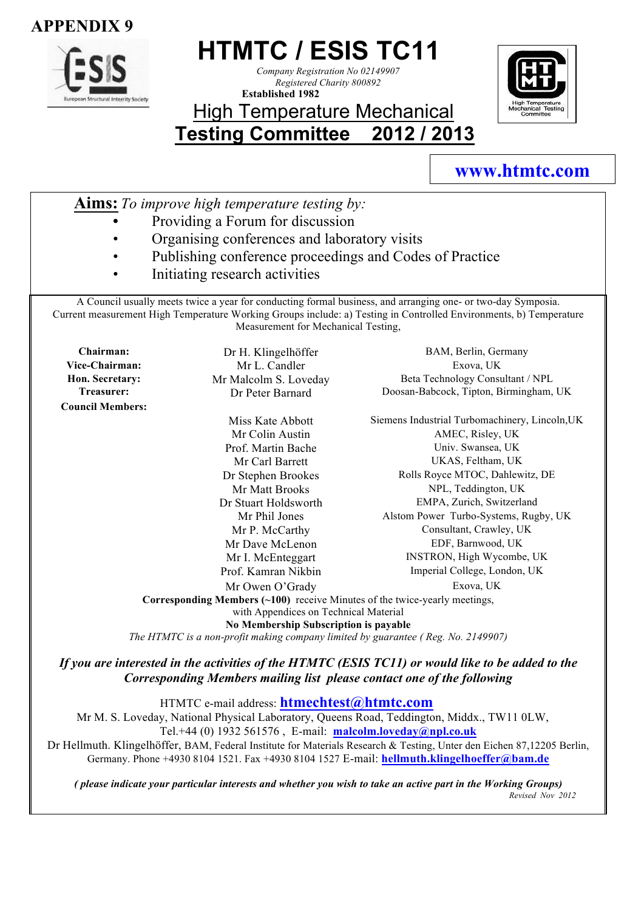**APPENDIX 9**

# HTMTC / ESIS TC11

*Company Registration No 02149907*
*Registered Charity 800892*
**Established 1982**

## High Temperature Mechanical Testing Committee 2012 / 2013

**www.htmtc.com**

**Aims:** *To improve high temperature testing by:*

- Providing a Forum for discussion
- Organising conferences and laboratory visits
- Publishing conference proceedings and Codes of Practice
- Initiating research activities

A Council usually meets twice a year for conducting formal business, and arranging one- or two-day Symposia. Current measurement High Temperature Working Groups include: a) Testing in Controlled Environments, b) Temperature Measurement for Mechanical Testing,

| | | |
|---|---|---|
| **Chairman:** | Dr H. Klingelhöffer | BAM, Berlin, Germany |
| **Vice-Chairman:** | Mr L. Candler | Exova, UK |
| **Hon. Secretary:** | Mr Malcolm S. Loveday | Beta Technology Consultant / NPL |
| **Treasurer:** | Dr Peter Barnard | Doosan-Babcock, Tipton, Birmingham, UK |
| **Council Members:** | | |
| | Miss Kate Abbott | Siemens Industrial Turbomachinery, Lincoln,UK |
| | Mr Colin Austin | AMEC, Risley, UK |
| | Prof. Martin Bache | Univ. Swansea, UK |
| | Mr Carl Barrett | UKAS, Feltham, UK |
| | Dr Stephen Brookes | Rolls Royce MTOC, Dahlewitz, DE |
| | Mr Matt Brooks | NPL, Teddington, UK |
| | Dr Stuart Holdsworth | EMPA, Zurich, Switzerland |
| | Mr Phil Jones | Alstom Power Turbo-Systems, Rugby, UK |
| | Mr P. McCarthy | Consultant, Crawley, UK |
| | Mr Dave McLenon | EDF, Barnwood, UK |
| | Mr I. McEnteggart | INSTRON, High Wycombe, UK |
| | Prof. Kamran Nikbin | Imperial College, London, UK |
| | Mr Owen O'Grady | Exova, UK |

**Corresponding Members (~100)** receive Minutes of the twice-yearly meetings, with Appendices on Technical Material

**No Membership Subscription is payable**

*The HTMTC is a non-profit making company limited by guarantee ( Reg. No. 2149907)*

***If you are interested in the activities of the HTMTC (ESIS TC11) or would like to be added to the Corresponding Members mailing list please contact one of the following***

HTMTC e-mail address: **htmechtest@htmtc.com**

Mr M. S. Loveday, National Physical Laboratory, Queens Road, Teddington, Middx., TW11 0LW, Tel.+44 (0) 1932 561576 , E-mail: **malcolm.loveday@npl.co.uk**

Dr Hellmuth. Klingelhöffer, BAM, Federal Institute for Materials Research & Testing, Unter den Eichen 87,12205 Berlin, Germany. Phone +4930 8104 1521. Fax +4930 8104 1527 E-mail: **hellmuth.klingelhoeffer@bam.de**

***( please indicate your particular interests and whether you wish to take an active part in the Working Groups)***

*Revised Nov 2012*